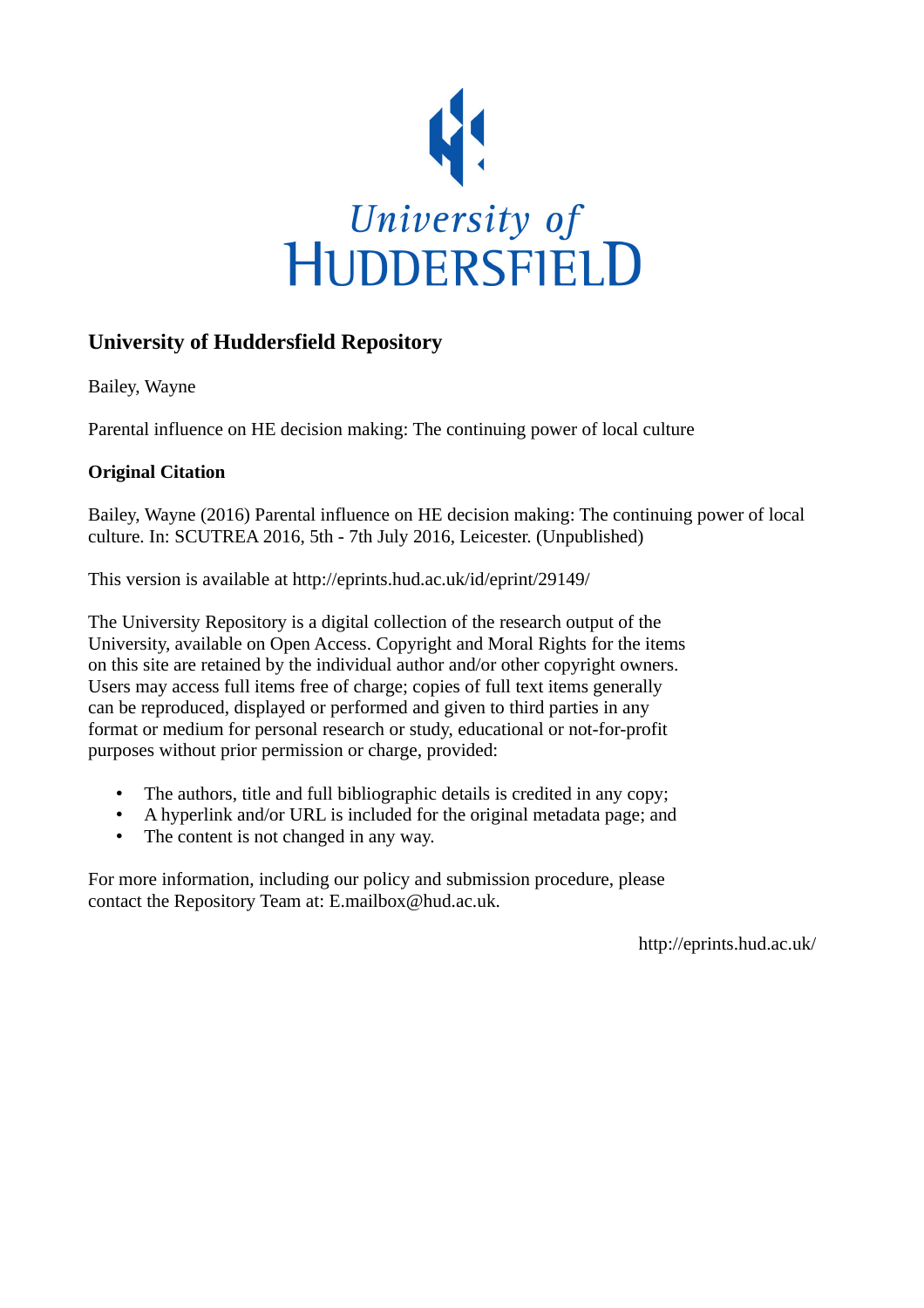University of HUDDERSFIELD

## University of Huddersfield Repository

Bailey, Wayne

Parental influence on HE decision making: The continuing power of local culture

### Original Citation

Bailey, Wayne (2016) Parental influence on HE decision making: The continuing power of local culture. In: SCUTREA 2016, 5th - 7th July 2016, Leicester. (Unpublished)

This version is available at http://eprints.hud.ac.uk/id/eprint/29149/

The University Repository is a digital collection of the research output of the University, available on Open Access. Copyright and Moral Rights for the items on this site are retained by the individual author and/or other copyright owners. Users may access full items free of charge; copies of full text items generally can be reproduced, displayed or performed and given to third parties in any format or medium for personal research or study, educational or not-for-profit purposes without prior permission or charge, provided:

- The authors, title and full bibliographic details is credited in any copy;
- A hyperlink and/or URL is included for the original metadata page; and
- The content is not changed in any way.

For more information, including our policy and submission procedure, please contact the Repository Team at: E.mailbox@hud.ac.uk.

http://eprints.hud.ac.uk/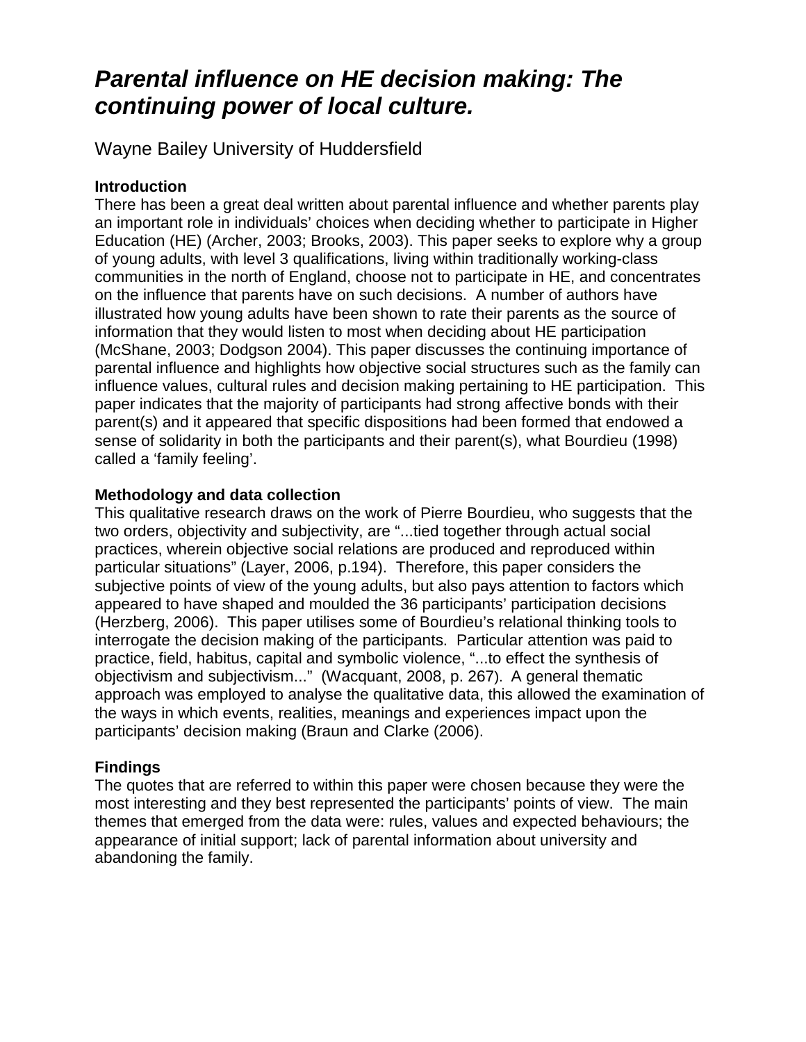# *Parental influence on HE decision making: The continuing power of local culture.*

Wayne Bailey University of Huddersfield

**Introduction**

There has been a great deal written about parental influence and whether parents play an important role in individuals' choices when deciding whether to participate in Higher Education (HE) (Archer, 2003; Brooks, 2003). This paper seeks to explore why a group of young adults, with level 3 qualifications, living within traditionally working-class communities in the north of England, choose not to participate in HE, and concentrates on the influence that parents have on such decisions. A number of authors have illustrated how young adults have been shown to rate their parents as the source of information that they would listen to most when deciding about HE participation (McShane, 2003; Dodgson 2004). This paper discusses the continuing importance of parental influence and highlights how objective social structures such as the family can influence values, cultural rules and decision making pertaining to HE participation. This paper indicates that the majority of participants had strong affective bonds with their parent(s) and it appeared that specific dispositions had been formed that endowed a sense of solidarity in both the participants and their parent(s), what Bourdieu (1998) called a 'family feeling'.

**Methodology and data collection**

This qualitative research draws on the work of Pierre Bourdieu, who suggests that the two orders, objectivity and subjectivity, are "...tied together through actual social practices, wherein objective social relations are produced and reproduced within particular situations" (Layer, 2006, p.194). Therefore, this paper considers the subjective points of view of the young adults, but also pays attention to factors which appeared to have shaped and moulded the 36 participants' participation decisions (Herzberg, 2006). This paper utilises some of Bourdieu's relational thinking tools to interrogate the decision making of the participants. Particular attention was paid to practice, field, habitus, capital and symbolic violence, "...to effect the synthesis of objectivism and subjectivism..." (Wacquant, 2008, p. 267). A general thematic approach was employed to analyse the qualitative data, this allowed the examination of the ways in which events, realities, meanings and experiences impact upon the participants' decision making (Braun and Clarke (2006).

**Findings**

The quotes that are referred to within this paper were chosen because they were the most interesting and they best represented the participants' points of view. The main themes that emerged from the data were: rules, values and expected behaviours; the appearance of initial support; lack of parental information about university and abandoning the family.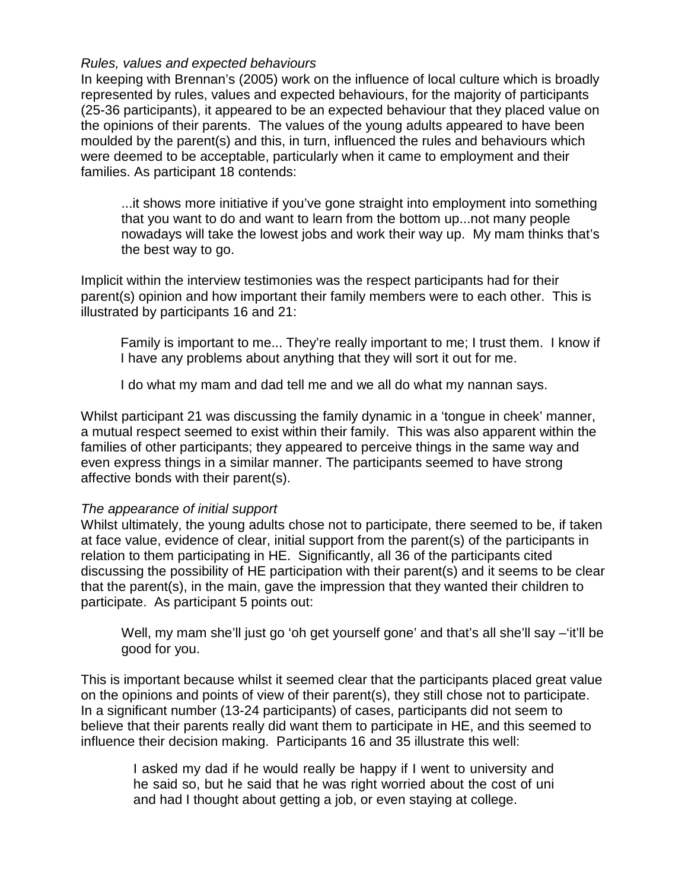*Rules, values and expected behaviours*

In keeping with Brennan's (2005) work on the influence of local culture which is broadly represented by rules, values and expected behaviours, for the majority of participants (25-36 participants), it appeared to be an expected behaviour that they placed value on the opinions of their parents. The values of the young adults appeared to have been moulded by the parent(s) and this, in turn, influenced the rules and behaviours which were deemed to be acceptable, particularly when it came to employment and their families. As participant 18 contends:

> ...it shows more initiative if you've gone straight into employment into something that you want to do and want to learn from the bottom up...not many people nowadays will take the lowest jobs and work their way up. My mam thinks that's the best way to go.

Implicit within the interview testimonies was the respect participants had for their parent(s) opinion and how important their family members were to each other. This is illustrated by participants 16 and 21:

> Family is important to me... They're really important to me; I trust them. I know if I have any problems about anything that they will sort it out for me.

> I do what my mam and dad tell me and we all do what my nannan says.

Whilst participant 21 was discussing the family dynamic in a 'tongue in cheek' manner, a mutual respect seemed to exist within their family. This was also apparent within the families of other participants; they appeared to perceive things in the same way and even express things in a similar manner. The participants seemed to have strong affective bonds with their parent(s).

*The appearance of initial support*

Whilst ultimately, the young adults chose not to participate, there seemed to be, if taken at face value, evidence of clear, initial support from the parent(s) of the participants in relation to them participating in HE. Significantly, all 36 of the participants cited discussing the possibility of HE participation with their parent(s) and it seems to be clear that the parent(s), in the main, gave the impression that they wanted their children to participate. As participant 5 points out:

> Well, my mam she'll just go 'oh get yourself gone' and that's all she'll say –'it'll be good for you.

This is important because whilst it seemed clear that the participants placed great value on the opinions and points of view of their parent(s), they still chose not to participate. In a significant number (13-24 participants) of cases, participants did not seem to believe that their parents really did want them to participate in HE, and this seemed to influence their decision making. Participants 16 and 35 illustrate this well:

> I asked my dad if he would really be happy if I went to university and he said so, but he said that he was right worried about the cost of uni and had I thought about getting a job, or even staying at college.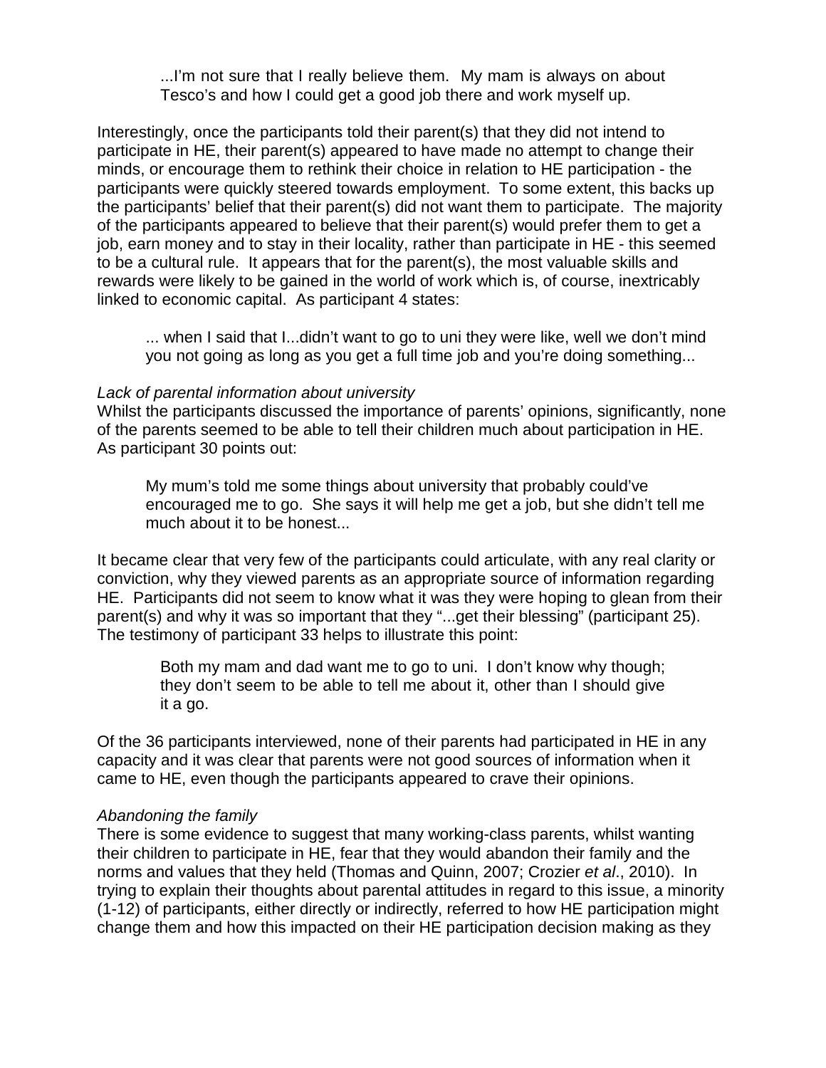> ...I'm not sure that I really believe them. My mam is always on about Tesco's and how I could get a good job there and work myself up.

Interestingly, once the participants told their parent(s) that they did not intend to participate in HE, their parent(s) appeared to have made no attempt to change their minds, or encourage them to rethink their choice in relation to HE participation - the participants were quickly steered towards employment. To some extent, this backs up the participants' belief that their parent(s) did not want them to participate. The majority of the participants appeared to believe that their parent(s) would prefer them to get a job, earn money and to stay in their locality, rather than participate in HE - this seemed to be a cultural rule. It appears that for the parent(s), the most valuable skills and rewards were likely to be gained in the world of work which is, of course, inextricably linked to economic capital. As participant 4 states:

> ... when I said that I...didn't want to go to uni they were like, well we don't mind you not going as long as you get a full time job and you're doing something...

*Lack of parental information about university*

Whilst the participants discussed the importance of parents' opinions, significantly, none of the parents seemed to be able to tell their children much about participation in HE. As participant 30 points out:

> My mum's told me some things about university that probably could've encouraged me to go. She says it will help me get a job, but she didn't tell me much about it to be honest...

It became clear that very few of the participants could articulate, with any real clarity or conviction, why they viewed parents as an appropriate source of information regarding HE. Participants did not seem to know what it was they were hoping to glean from their parent(s) and why it was so important that they "...get their blessing" (participant 25). The testimony of participant 33 helps to illustrate this point:

> Both my mam and dad want me to go to uni. I don't know why though; they don't seem to be able to tell me about it, other than I should give it a go.

Of the 36 participants interviewed, none of their parents had participated in HE in any capacity and it was clear that parents were not good sources of information when it came to HE, even though the participants appeared to crave their opinions.

*Abandoning the family*

There is some evidence to suggest that many working-class parents, whilst wanting their children to participate in HE, fear that they would abandon their family and the norms and values that they held (Thomas and Quinn, 2007; Crozier *et al*., 2010). In trying to explain their thoughts about parental attitudes in regard to this issue, a minority (1-12) of participants, either directly or indirectly, referred to how HE participation might change them and how this impacted on their HE participation decision making as they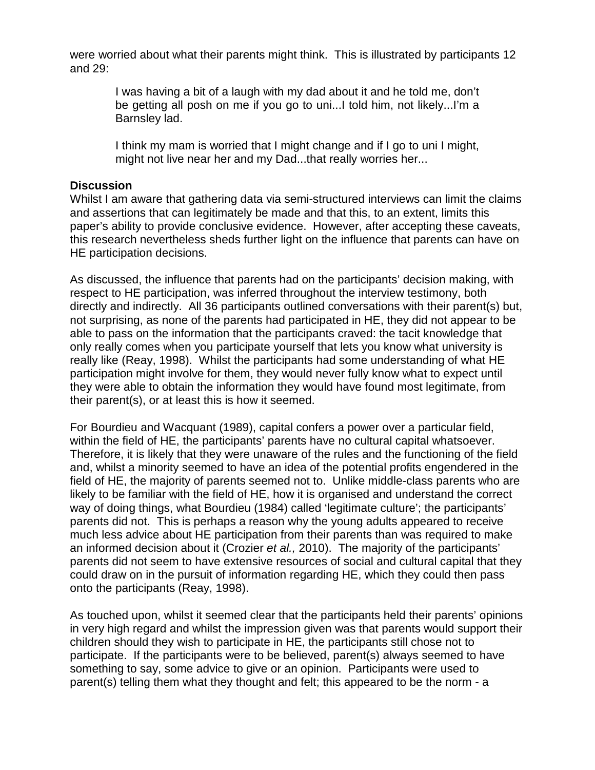were worried about what their parents might think. This is illustrated by participants 12 and 29:

> I was having a bit of a laugh with my dad about it and he told me, don't be getting all posh on me if you go to uni...I told him, not likely...I'm a Barnsley lad.

> I think my mam is worried that I might change and if I go to uni I might, might not live near her and my Dad...that really worries her...

**Discussion**

Whilst I am aware that gathering data via semi-structured interviews can limit the claims and assertions that can legitimately be made and that this, to an extent, limits this paper's ability to provide conclusive evidence. However, after accepting these caveats, this research nevertheless sheds further light on the influence that parents can have on HE participation decisions.

As discussed, the influence that parents had on the participants' decision making, with respect to HE participation, was inferred throughout the interview testimony, both directly and indirectly. All 36 participants outlined conversations with their parent(s) but, not surprising, as none of the parents had participated in HE, they did not appear to be able to pass on the information that the participants craved: the tacit knowledge that only really comes when you participate yourself that lets you know what university is really like (Reay, 1998). Whilst the participants had some understanding of what HE participation might involve for them, they would never fully know what to expect until they were able to obtain the information they would have found most legitimate, from their parent(s), or at least this is how it seemed.

For Bourdieu and Wacquant (1989), capital confers a power over a particular field, within the field of HE, the participants' parents have no cultural capital whatsoever. Therefore, it is likely that they were unaware of the rules and the functioning of the field and, whilst a minority seemed to have an idea of the potential profits engendered in the field of HE, the majority of parents seemed not to. Unlike middle-class parents who are likely to be familiar with the field of HE, how it is organised and understand the correct way of doing things, what Bourdieu (1984) called 'legitimate culture'; the participants' parents did not. This is perhaps a reason why the young adults appeared to receive much less advice about HE participation from their parents than was required to make an informed decision about it (Crozier *et al.,* 2010). The majority of the participants' parents did not seem to have extensive resources of social and cultural capital that they could draw on in the pursuit of information regarding HE, which they could then pass onto the participants (Reay, 1998).

As touched upon, whilst it seemed clear that the participants held their parents' opinions in very high regard and whilst the impression given was that parents would support their children should they wish to participate in HE, the participants still chose not to participate. If the participants were to be believed, parent(s) always seemed to have something to say, some advice to give or an opinion. Participants were used to parent(s) telling them what they thought and felt; this appeared to be the norm - a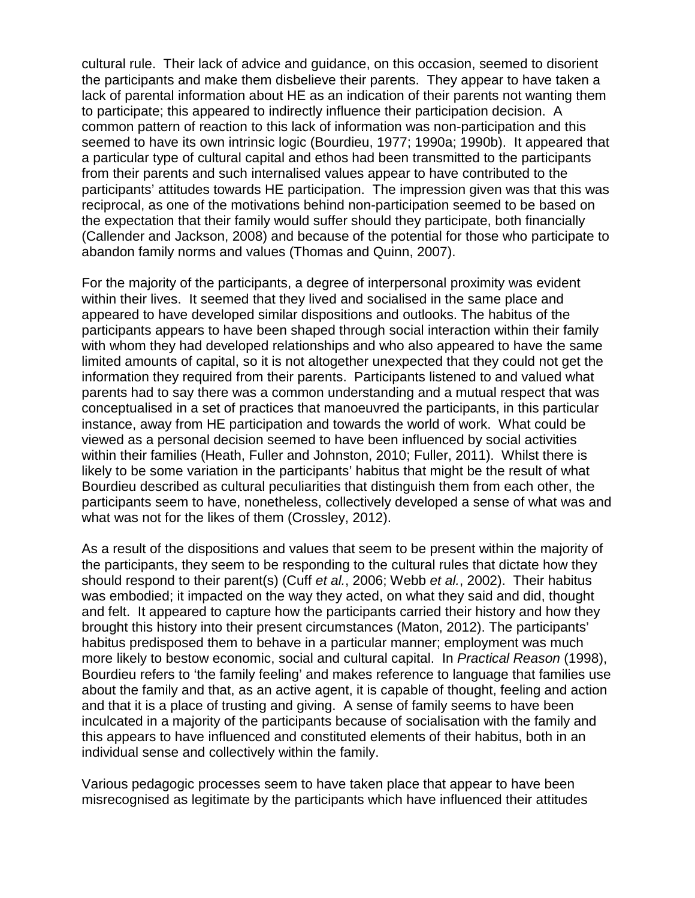cultural rule. Their lack of advice and guidance, on this occasion, seemed to disorient the participants and make them disbelieve their parents. They appear to have taken a lack of parental information about HE as an indication of their parents not wanting them to participate; this appeared to indirectly influence their participation decision. A common pattern of reaction to this lack of information was non-participation and this seemed to have its own intrinsic logic (Bourdieu, 1977; 1990a; 1990b). It appeared that a particular type of cultural capital and ethos had been transmitted to the participants from their parents and such internalised values appear to have contributed to the participants' attitudes towards HE participation. The impression given was that this was reciprocal, as one of the motivations behind non-participation seemed to be based on the expectation that their family would suffer should they participate, both financially (Callender and Jackson, 2008) and because of the potential for those who participate to abandon family norms and values (Thomas and Quinn, 2007).

For the majority of the participants, a degree of interpersonal proximity was evident within their lives. It seemed that they lived and socialised in the same place and appeared to have developed similar dispositions and outlooks. The habitus of the participants appears to have been shaped through social interaction within their family with whom they had developed relationships and who also appeared to have the same limited amounts of capital, so it is not altogether unexpected that they could not get the information they required from their parents. Participants listened to and valued what parents had to say there was a common understanding and a mutual respect that was conceptualised in a set of practices that manoeuvred the participants, in this particular instance, away from HE participation and towards the world of work. What could be viewed as a personal decision seemed to have been influenced by social activities within their families (Heath, Fuller and Johnston, 2010; Fuller, 2011). Whilst there is likely to be some variation in the participants' habitus that might be the result of what Bourdieu described as cultural peculiarities that distinguish them from each other, the participants seem to have, nonetheless, collectively developed a sense of what was and what was not for the likes of them (Crossley, 2012).

As a result of the dispositions and values that seem to be present within the majority of the participants, they seem to be responding to the cultural rules that dictate how they should respond to their parent(s) (Cuff *et al.*, 2006; Webb *et al.*, 2002). Their habitus was embodied; it impacted on the way they acted, on what they said and did, thought and felt. It appeared to capture how the participants carried their history and how they brought this history into their present circumstances (Maton, 2012). The participants' habitus predisposed them to behave in a particular manner; employment was much more likely to bestow economic, social and cultural capital. In *Practical Reason* (1998), Bourdieu refers to 'the family feeling' and makes reference to language that families use about the family and that, as an active agent, it is capable of thought, feeling and action and that it is a place of trusting and giving. A sense of family seems to have been inculcated in a majority of the participants because of socialisation with the family and this appears to have influenced and constituted elements of their habitus, both in an individual sense and collectively within the family.

Various pedagogic processes seem to have taken place that appear to have been misrecognised as legitimate by the participants which have influenced their attitudes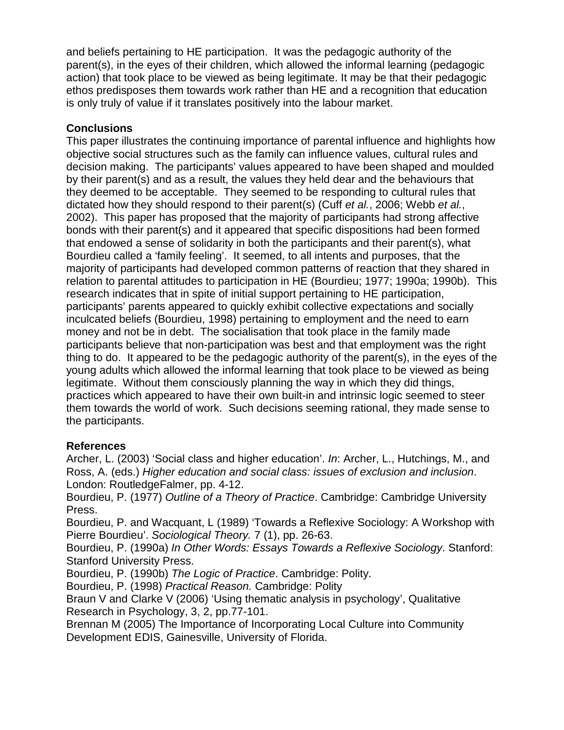and beliefs pertaining to HE participation. It was the pedagogic authority of the parent(s), in the eyes of their children, which allowed the informal learning (pedagogic action) that took place to be viewed as being legitimate. It may be that their pedagogic ethos predisposes them towards work rather than HE and a recognition that education is only truly of value if it translates positively into the labour market.

## Conclusions

This paper illustrates the continuing importance of parental influence and highlights how objective social structures such as the family can influence values, cultural rules and decision making. The participants' values appeared to have been shaped and moulded by their parent(s) and as a result, the values they held dear and the behaviours that they deemed to be acceptable. They seemed to be responding to cultural rules that dictated how they should respond to their parent(s) (Cuff *et al.*, 2006; Webb *et al.*, 2002). This paper has proposed that the majority of participants had strong affective bonds with their parent(s) and it appeared that specific dispositions had been formed that endowed a sense of solidarity in both the participants and their parent(s), what Bourdieu called a 'family feeling'. It seemed, to all intents and purposes, that the majority of participants had developed common patterns of reaction that they shared in relation to parental attitudes to participation in HE (Bourdieu; 1977; 1990a; 1990b). This research indicates that in spite of initial support pertaining to HE participation, participants' parents appeared to quickly exhibit collective expectations and socially inculcated beliefs (Bourdieu, 1998) pertaining to employment and the need to earn money and not be in debt. The socialisation that took place in the family made participants believe that non-participation was best and that employment was the right thing to do. It appeared to be the pedagogic authority of the parent(s), in the eyes of the young adults which allowed the informal learning that took place to be viewed as being legitimate. Without them consciously planning the way in which they did things, practices which appeared to have their own built-in and intrinsic logic seemed to steer them towards the world of work. Such decisions seeming rational, they made sense to the participants.

## References

Archer, L. (2003) 'Social class and higher education'. *In*: Archer, L., Hutchings, M., and Ross, A. (eds.) *Higher education and social class: issues of exclusion and inclusion*. London: RoutledgeFalmer, pp. 4-12.

Bourdieu, P. (1977) *Outline of a Theory of Practice*. Cambridge: Cambridge University Press.

Bourdieu, P. and Wacquant, L (1989) 'Towards a Reflexive Sociology: A Workshop with Pierre Bourdieu'. *Sociological Theory.* 7 (1), pp. 26-63.

Bourdieu, P. (1990a) *In Other Words: Essays Towards a Reflexive Sociology*. Stanford: Stanford University Press.

Bourdieu, P. (1990b) *The Logic of Practice*. Cambridge: Polity.

Bourdieu, P. (1998) *Practical Reason.* Cambridge: Polity

Braun V and Clarke V (2006) 'Using thematic analysis in psychology', Qualitative Research in Psychology, 3, 2, pp.77-101.

Brennan M (2005) The Importance of Incorporating Local Culture into Community Development EDIS, Gainesville, University of Florida.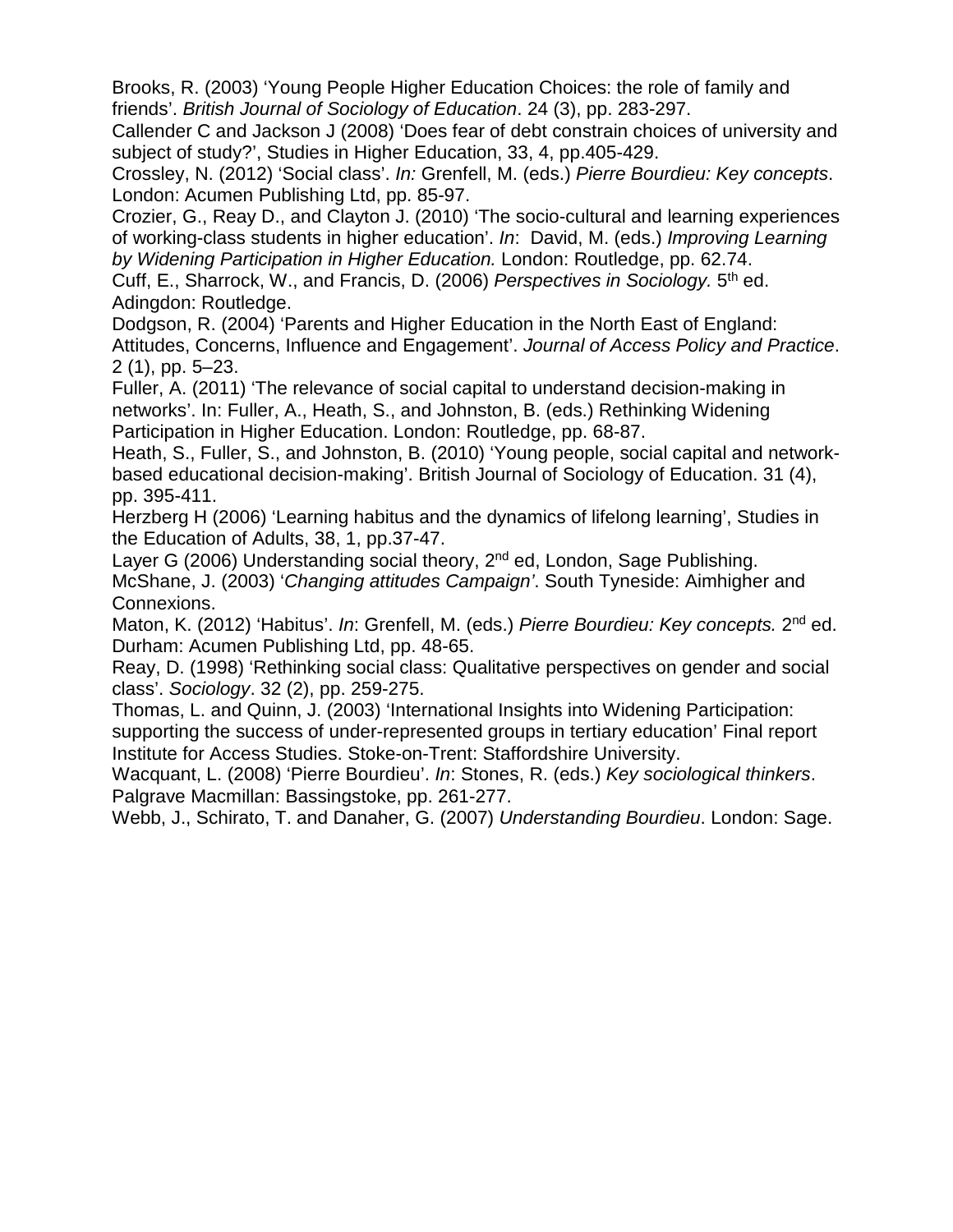Brooks, R. (2003) 'Young People Higher Education Choices: the role of family and friends'. *British Journal of Sociology of Education*. 24 (3), pp. 283-297.

Callender C and Jackson J (2008) 'Does fear of debt constrain choices of university and subject of study?', Studies in Higher Education, 33, 4, pp.405-429.

Crossley, N. (2012) 'Social class'. *In:* Grenfell, M. (eds.) *Pierre Bourdieu: Key concepts*. London: Acumen Publishing Ltd, pp. 85-97.

Crozier, G., Reay D., and Clayton J. (2010) 'The socio-cultural and learning experiences of working-class students in higher education'. *In*: David, M. (eds.) *Improving Learning by Widening Participation in Higher Education.* London: Routledge, pp. 62.74.

Cuff, E., Sharrock, W., and Francis, D. (2006) *Perspectives in Sociology.* 5th ed. Adingdon: Routledge.

Dodgson, R. (2004) 'Parents and Higher Education in the North East of England: Attitudes, Concerns, Influence and Engagement'. *Journal of Access Policy and Practice*. 2 (1), pp. 5–23.

Fuller, A. (2011) 'The relevance of social capital to understand decision-making in networks'. In: Fuller, A., Heath, S., and Johnston, B. (eds.) Rethinking Widening Participation in Higher Education. London: Routledge, pp. 68-87.

Heath, S., Fuller, S., and Johnston, B. (2010) 'Young people, social capital and network-based educational decision-making'. British Journal of Sociology of Education. 31 (4), pp. 395-411.

Herzberg H (2006) 'Learning habitus and the dynamics of lifelong learning', Studies in the Education of Adults, 38, 1, pp.37-47.

Layer G (2006) Understanding social theory, 2nd ed, London, Sage Publishing.

McShane, J. (2003) '*Changing attitudes Campaign'*. South Tyneside: Aimhigher and Connexions.

Maton, K. (2012) 'Habitus'. *In*: Grenfell, M. (eds.) *Pierre Bourdieu: Key concepts.* 2nd ed. Durham: Acumen Publishing Ltd, pp. 48-65.

Reay, D. (1998) 'Rethinking social class: Qualitative perspectives on gender and social class'. *Sociology*. 32 (2), pp. 259-275.

Thomas, L. and Quinn, J. (2003) 'International Insights into Widening Participation: supporting the success of under-represented groups in tertiary education' Final report Institute for Access Studies. Stoke-on-Trent: Staffordshire University.

Wacquant, L. (2008) 'Pierre Bourdieu'. *In*: Stones, R. (eds.) *Key sociological thinkers*. Palgrave Macmillan: Bassingstoke, pp. 261-277.

Webb, J., Schirato, T. and Danaher, G. (2007) *Understanding Bourdieu*. London: Sage.